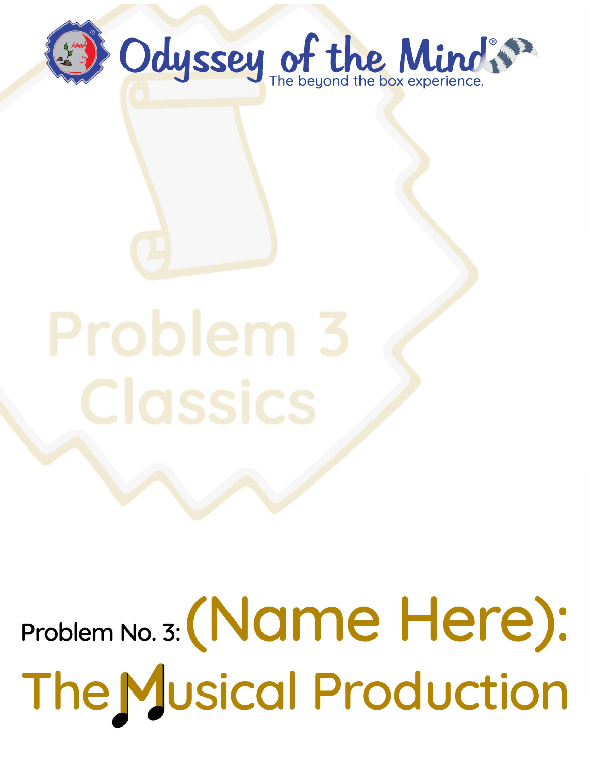Odyssey of the Mind®

The beyond the box experience.

Problem 3 Classics

# Problem No. 3: (Name Here): The Musical Production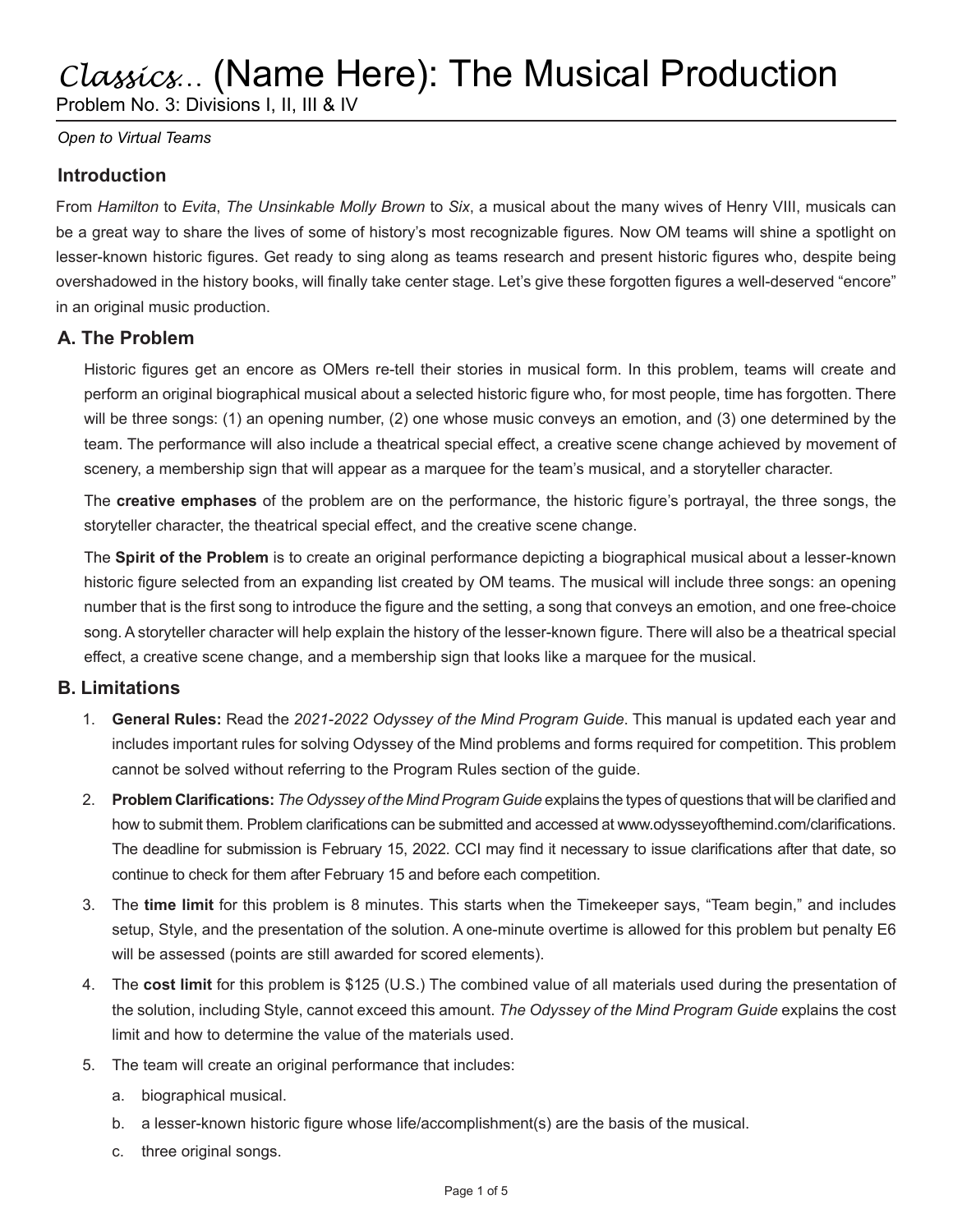# *Classics...* (Name Here): The Musical Production

Problem No. 3: Divisions I, II, III & IV

*Open to Virtual Teams*

## Introduction

From *Hamilton* to *Evita*, *The Unsinkable Molly Brown* to *Six*, a musical about the many wives of Henry VIII, musicals can be a great way to share the lives of some of history's most recognizable figures. Now OM teams will shine a spotlight on lesser-known historic figures. Get ready to sing along as teams research and present historic figures who, despite being overshadowed in the history books, will finally take center stage. Let's give these forgotten figures a well-deserved "encore" in an original music production.

## A. The Problem

Historic figures get an encore as OMers re-tell their stories in musical form. In this problem, teams will create and perform an original biographical musical about a selected historic figure who, for most people, time has forgotten. There will be three songs: (1) an opening number, (2) one whose music conveys an emotion, and (3) one determined by the team. The performance will also include a theatrical special effect, a creative scene change achieved by movement of scenery, a membership sign that will appear as a marquee for the team's musical, and a storyteller character.

The **creative emphases** of the problem are on the performance, the historic figure's portrayal, the three songs, the storyteller character, the theatrical special effect, and the creative scene change.

The **Spirit of the Problem** is to create an original performance depicting a biographical musical about a lesser-known historic figure selected from an expanding list created by OM teams. The musical will include three songs: an opening number that is the first song to introduce the figure and the setting, a song that conveys an emotion, and one free-choice song. A storyteller character will help explain the history of the lesser-known figure. There will also be a theatrical special effect, a creative scene change, and a membership sign that looks like a marquee for the musical.

## B. Limitations

1. **General Rules:** Read the *2021-2022 Odyssey of the Mind Program Guide*. This manual is updated each year and includes important rules for solving Odyssey of the Mind problems and forms required for competition. This problem cannot be solved without referring to the Program Rules section of the guide.
2. **Problem Clarifications:** *The Odyssey of the Mind Program Guide* explains the types of questions that will be clarified and how to submit them. Problem clarifications can be submitted and accessed at www.odysseyofthemind.com/clarifications. The deadline for submission is February 15, 2022. CCI may find it necessary to issue clarifications after that date, so continue to check for them after February 15 and before each competition.
3. The **time limit** for this problem is 8 minutes. This starts when the Timekeeper says, "Team begin," and includes setup, Style, and the presentation of the solution. A one-minute overtime is allowed for this problem but penalty E6 will be assessed (points are still awarded for scored elements).
4. The **cost limit** for this problem is $125 (U.S.) The combined value of all materials used during the presentation of the solution, including Style, cannot exceed this amount. *The Odyssey of the Mind Program Guide* explains the cost limit and how to determine the value of the materials used.
5. The team will create an original performance that includes:
   a. biographical musical.
   b. a lesser-known historic figure whose life/accomplishment(s) are the basis of the musical.
   c. three original songs.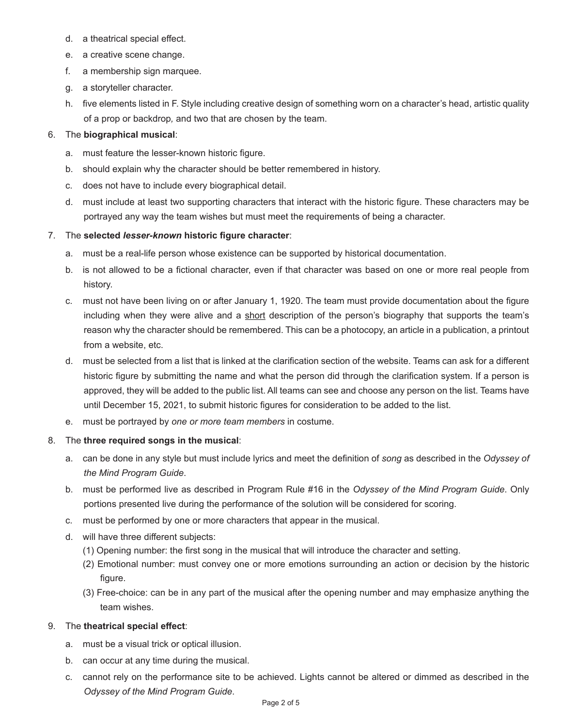d. a theatrical special effect.
e. a creative scene change.
f. a membership sign marquee.
g. a storyteller character.
h. five elements listed in F. Style including creative design of something worn on a character's head, artistic quality of a prop or backdrop, and two that are chosen by the team.

6. The **biographical musical**:
   a. must feature the lesser-known historic figure.
   b. should explain why the character should be better remembered in history.
   c. does not have to include every biographical detail.
   d. must include at least two supporting characters that interact with the historic figure. These characters may be portrayed any way the team wishes but must meet the requirements of being a character.

7. The **selected *lesser-known* historic figure character**:
   a. must be a real-life person whose existence can be supported by historical documentation.
   b. is not allowed to be a fictional character, even if that character was based on one or more real people from history.
   c. must not have been living on or after January 1, 1920. The team must provide documentation about the figure including when they were alive and a <u>short</u> description of the person's biography that supports the team's reason why the character should be remembered. This can be a photocopy, an article in a publication, a printout from a website, etc.
   d. must be selected from a list that is linked at the clarification section of the website. Teams can ask for a different historic figure by submitting the name and what the person did through the clarification system. If a person is approved, they will be added to the public list. All teams can see and choose any person on the list. Teams have until December 15, 2021, to submit historic figures for consideration to be added to the list.
   e. must be portrayed by *one or more team members* in costume.

8. The **three required songs in the musical**:
   a. can be done in any style but must include lyrics and meet the definition of *song* as described in the *Odyssey of the Mind Program Guide*.
   b. must be performed live as described in Program Rule #16 in the *Odyssey of the Mind Program Guide*. Only portions presented live during the performance of the solution will be considered for scoring.
   c. must be performed by one or more characters that appear in the musical.
   d. will have three different subjects:
      (1) Opening number: the first song in the musical that will introduce the character and setting.
      (2) Emotional number: must convey one or more emotions surrounding an action or decision by the historic figure.
      (3) Free-choice: can be in any part of the musical after the opening number and may emphasize anything the team wishes.

9. The **theatrical special effect**:
   a. must be a visual trick or optical illusion.
   b. can occur at any time during the musical.
   c. cannot rely on the performance site to be achieved. Lights cannot be altered or dimmed as described in the *Odyssey of the Mind Program Guide*.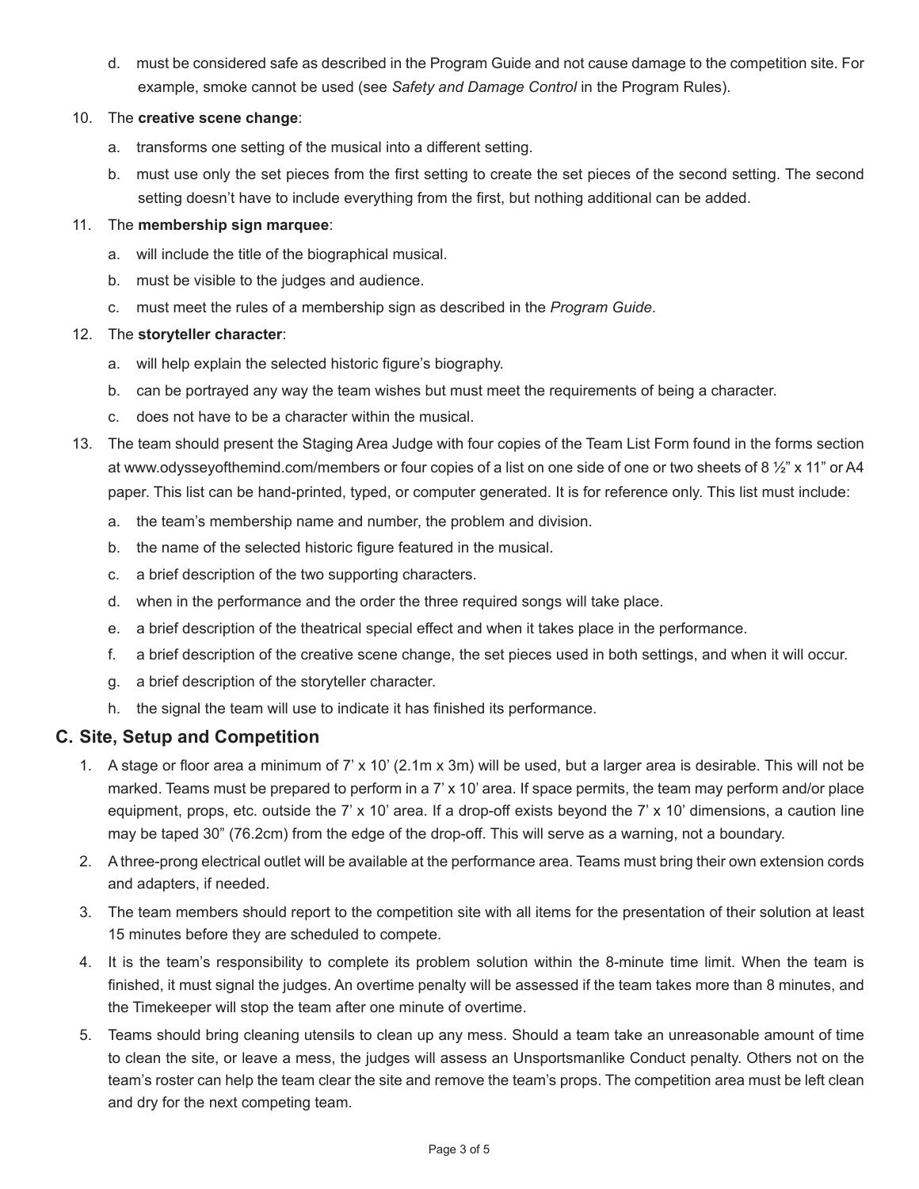d. must be considered safe as described in the Program Guide and not cause damage to the competition site. For example, smoke cannot be used (see *Safety and Damage Control* in the Program Rules).

10. The **creative scene change**:

    a. transforms one setting of the musical into a different setting.

    b. must use only the set pieces from the first setting to create the set pieces of the second setting. The second setting doesn't have to include everything from the first, but nothing additional can be added.

11. The **membership sign marquee**:

    a. will include the title of the biographical musical.

    b. must be visible to the judges and audience.

    c. must meet the rules of a membership sign as described in the *Program Guide*.

12. The **storyteller character**:

    a. will help explain the selected historic figure's biography.

    b. can be portrayed any way the team wishes but must meet the requirements of being a character.

    c. does not have to be a character within the musical.

13. The team should present the Staging Area Judge with four copies of the Team List Form found in the forms section at www.odysseyofthemind.com/members or four copies of a list on one side of one or two sheets of 8 ½" x 11" or A4 paper. This list can be hand-printed, typed, or computer generated. It is for reference only. This list must include:

    a. the team's membership name and number, the problem and division.

    b. the name of the selected historic figure featured in the musical.

    c. a brief description of the two supporting characters.

    d. when in the performance and the order the three required songs will take place.

    e. a brief description of the theatrical special effect and when it takes place in the performance.

    f. a brief description of the creative scene change, the set pieces used in both settings, and when it will occur.

    g. a brief description of the storyteller character.

    h. the signal the team will use to indicate it has finished its performance.

## C. Site, Setup and Competition

1. A stage or floor area a minimum of 7' x 10' (2.1m x 3m) will be used, but a larger area is desirable. This will not be marked. Teams must be prepared to perform in a 7' x 10' area. If space permits, the team may perform and/or place equipment, props, etc. outside the 7' x 10' area. If a drop-off exists beyond the 7' x 10' dimensions, a caution line may be taped 30" (76.2cm) from the edge of the drop-off. This will serve as a warning, not a boundary.

2. A three-prong electrical outlet will be available at the performance area. Teams must bring their own extension cords and adapters, if needed.

3. The team members should report to the competition site with all items for the presentation of their solution at least 15 minutes before they are scheduled to compete.

4. It is the team's responsibility to complete its problem solution within the 8-minute time limit. When the team is finished, it must signal the judges. An overtime penalty will be assessed if the team takes more than 8 minutes, and the Timekeeper will stop the team after one minute of overtime.

5. Teams should bring cleaning utensils to clean up any mess. Should a team take an unreasonable amount of time to clean the site, or leave a mess, the judges will assess an Unsportsmanlike Conduct penalty. Others not on the team's roster can help the team clear the site and remove the team's props. The competition area must be left clean and dry for the next competing team.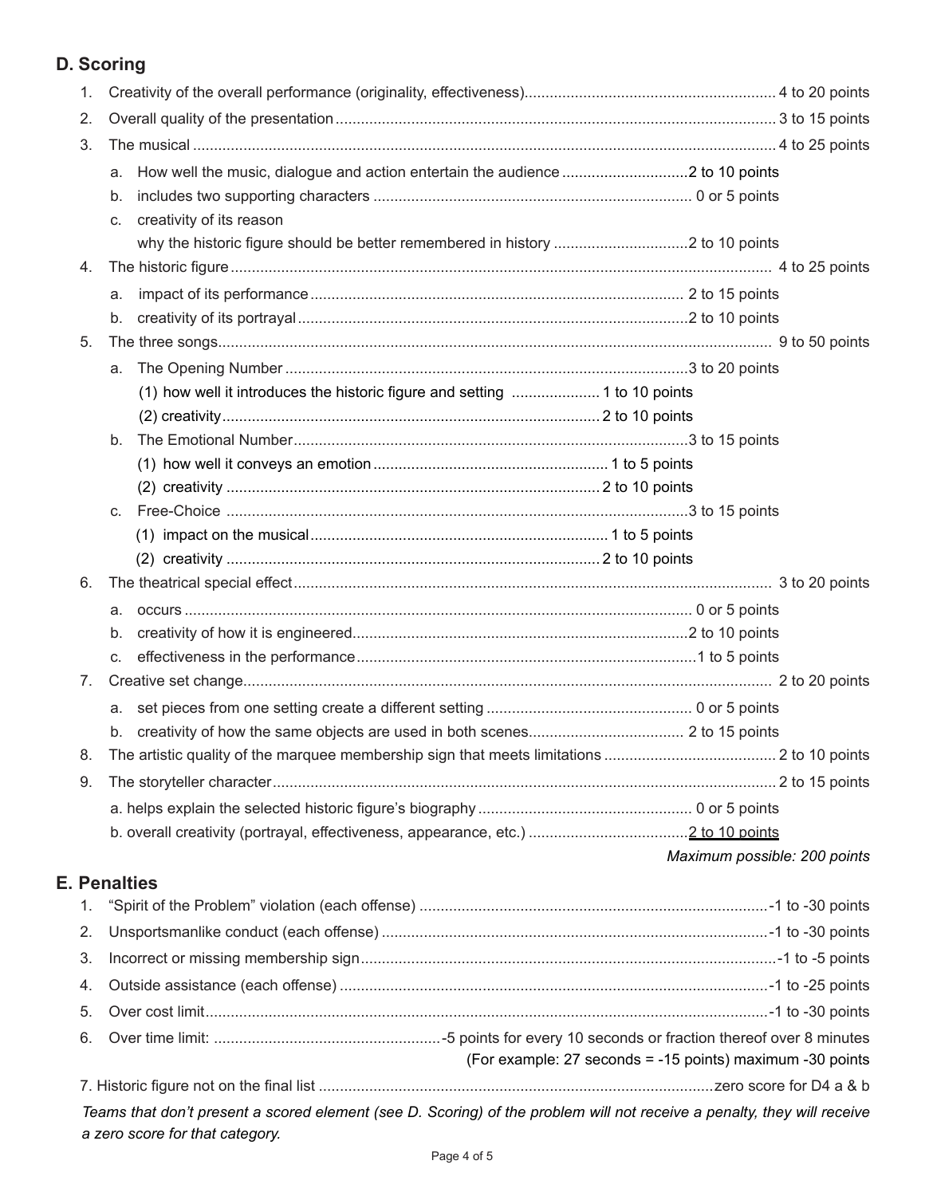## D. Scoring

1. Creativity of the overall performance (originality, effectiveness)........ 4 to 20 points
2. Overall quality of the presentation........ 3 to 15 points
3. The musical........ 4 to 25 points
   a. How well the music, dialogue and action entertain the audience........ 2 to 10 points
   b. includes two supporting characters........ 0 or 5 points
   c. creativity of its reason why the historic figure should be better remembered in history........ 2 to 10 points
4. The historic figure........ 4 to 25 points
   a. impact of its performance........ 2 to 15 points
   b. creativity of its portrayal........ 2 to 10 points
5. The three songs........ 9 to 50 points
   a. The Opening Number........ 3 to 20 points
      (1) how well it introduces the historic figure and setting........ 1 to 10 points
      (2) creativity........ 2 to 10 points
   b. The Emotional Number........ 3 to 15 points
      (1) how well it conveys an emotion........ 1 to 5 points
      (2) creativity........ 2 to 10 points
   c. Free-Choice........ 3 to 15 points
      (1) impact on the musical........ 1 to 5 points
      (2) creativity........ 2 to 10 points
6. The theatrical special effect........ 3 to 20 points
   a. occurs........ 0 or 5 points
   b. creativity of how it is engineered........ 2 to 10 points
   c. effectiveness in the performance........ 1 to 5 points
7. Creative set change........ 2 to 20 points
   a. set pieces from one setting create a different setting........ 0 or 5 points
   b. creativity of how the same objects are used in both scenes........ 2 to 15 points
8. The artistic quality of the marquee membership sign that meets limitations........ 2 to 10 points
9. The storyteller character........ 2 to 15 points
   a. helps explain the selected historic figure's biography........ 0 or 5 points
   b. overall creativity (portrayal, effectiveness, appearance, etc.)........ 2 to 10 points

*Maximum possible: 200 points*

## E. Penalties

1. "Spirit of the Problem" violation (each offense)........ -1 to -30 points
2. Unsportsmanlike conduct (each offense)........ -1 to -30 points
3. Incorrect or missing membership sign........ -1 to -5 points
4. Outside assistance (each offense)........ -1 to -25 points
5. Over cost limit........ -1 to -30 points
6. Over time limit:........ -5 points for every 10 seconds or fraction thereof over 8 minutes (For example: 27 seconds = -15 points) maximum -30 points
7. Historic figure not on the final list........ zero score for D4 a & b

*Teams that don't present a scored element (see D. Scoring) of the problem will not receive a penalty, they will receive a zero score for that category.*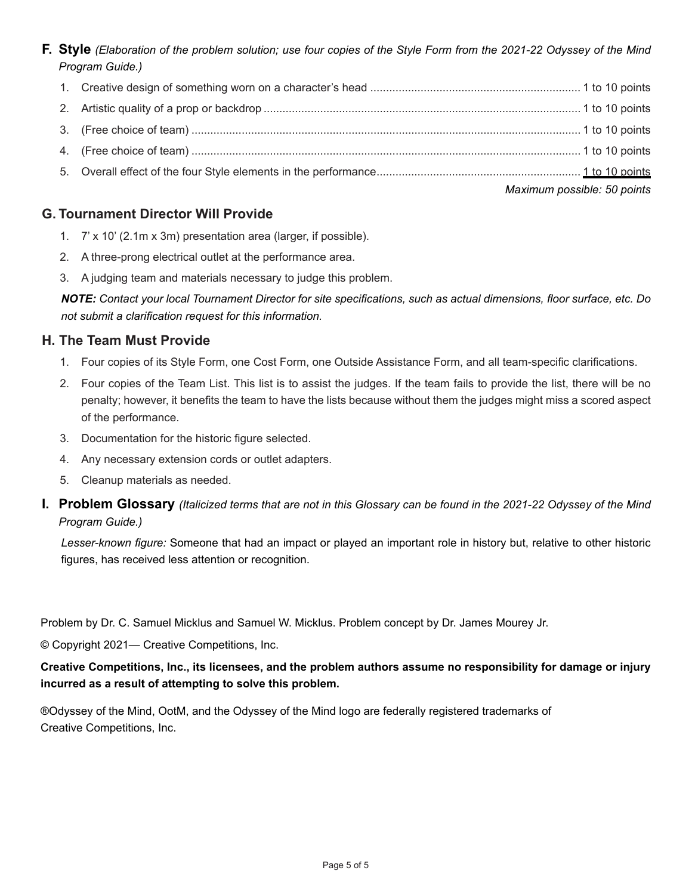## F. Style *(Elaboration of the problem solution; use four copies of the Style Form from the 2021-22 Odyssey of the Mind Program Guide.)*

1. Creative design of something worn on a character's head .................................................................. 1 to 10 points
2. Artistic quality of a prop or backdrop .................................................................................................... 1 to 10 points
3. (Free choice of team) ........................................................................................................................... 1 to 10 points
4. (Free choice of team) ........................................................................................................................... 1 to 10 points
5. Overall effect of the four Style elements in the performance................................................................. 1 to 10 points

*Maximum possible: 50 points*

## G. Tournament Director Will Provide

1. 7' x 10' (2.1m x 3m) presentation area (larger, if possible).
2. A three-prong electrical outlet at the performance area.
3. A judging team and materials necessary to judge this problem.

***NOTE:*** *Contact your local Tournament Director for site specifications, such as actual dimensions, floor surface, etc. Do not submit a clarification request for this information.*

## H. The Team Must Provide

1. Four copies of its Style Form, one Cost Form, one Outside Assistance Form, and all team-specific clarifications.
2. Four copies of the Team List. This list is to assist the judges. If the team fails to provide the list, there will be no penalty; however, it benefits the team to have the lists because without them the judges might miss a scored aspect of the performance.
3. Documentation for the historic figure selected.
4. Any necessary extension cords or outlet adapters.
5. Cleanup materials as needed.

## I. Problem Glossary *(Italicized terms that are not in this Glossary can be found in the 2021-22 Odyssey of the Mind Program Guide.)*

*Lesser-known figure:* Someone that had an impact or played an important role in history but, relative to other historic figures, has received less attention or recognition.

Problem by Dr. C. Samuel Micklus and Samuel W. Micklus. Problem concept by Dr. James Mourey Jr.

© Copyright 2021— Creative Competitions, Inc.

**Creative Competitions, Inc., its licensees, and the problem authors assume no responsibility for damage or injury incurred as a result of attempting to solve this problem.**

®Odyssey of the Mind, OotM, and the Odyssey of the Mind logo are federally registered trademarks of Creative Competitions, Inc.